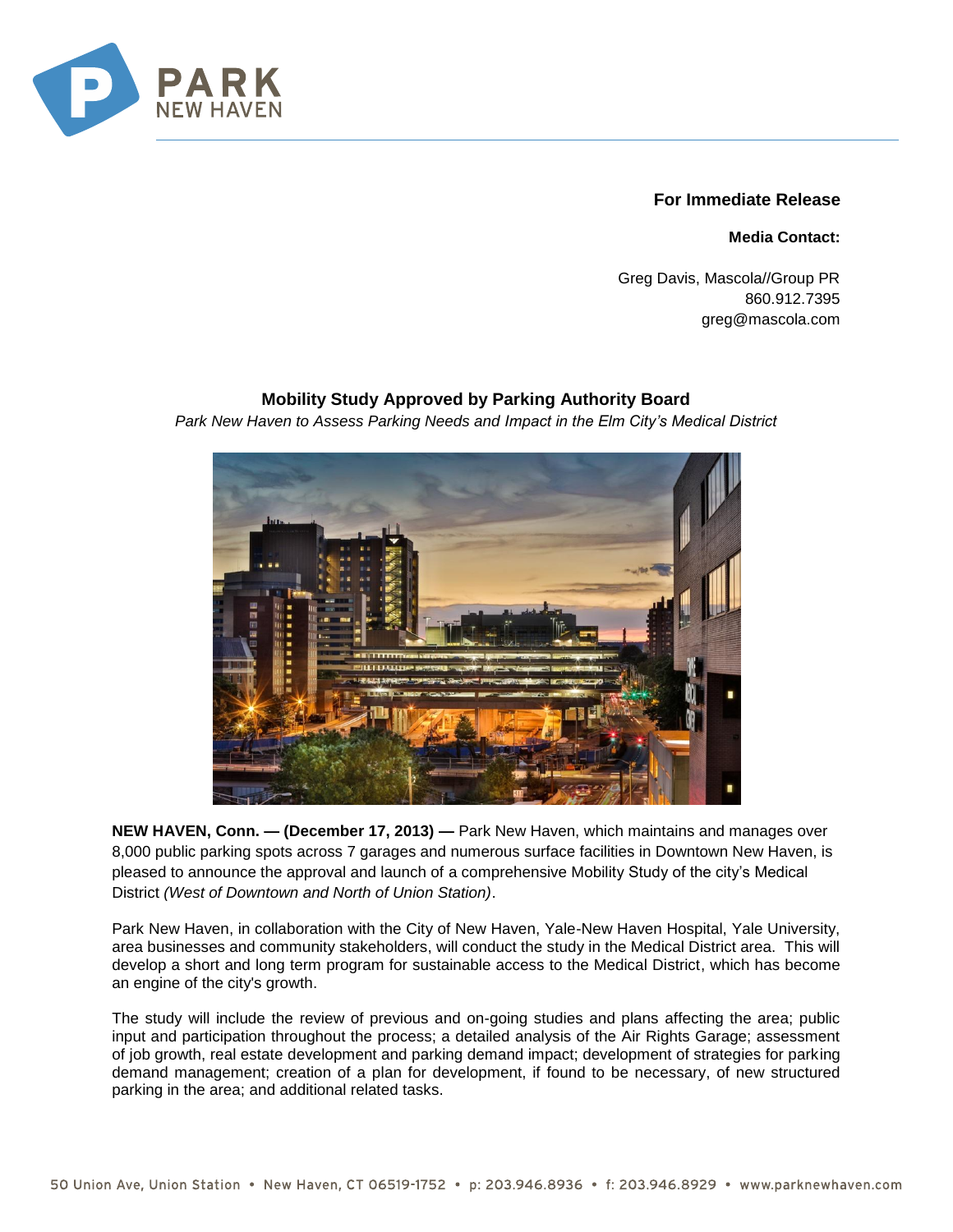PARK NEW HAVEN

**For Immediate Release**

**Media Contact:**

Greg Davis, Mascola//Group PR
860.912.7395
greg@mascola.com

## Mobility Study Approved by Parking Authority Board

*Park New Haven to Assess Parking Needs and Impact in the Elm City's Medical District*

**NEW HAVEN, Conn. — (December 17, 2013) —** Park New Haven, which maintains and manages over 8,000 public parking spots across 7 garages and numerous surface facilities in Downtown New Haven, is pleased to announce the approval and launch of a comprehensive Mobility Study of the city's Medical District *(West of Downtown and North of Union Station)*.

Park New Haven, in collaboration with the City of New Haven, Yale-New Haven Hospital, Yale University, area businesses and community stakeholders, will conduct the study in the Medical District area. This will develop a short and long term program for sustainable access to the Medical District, which has become an engine of the city's growth.

The study will include the review of previous and on-going studies and plans affecting the area; public input and participation throughout the process; a detailed analysis of the Air Rights Garage; assessment of job growth, real estate development and parking demand impact; development of strategies for parking demand management; creation of a plan for development, if found to be necessary, of new structured parking in the area; and additional related tasks.

50 Union Ave, Union Station • New Haven, CT 06519-1752 • p: 203.946.8936 • f: 203.946.8929 • www.parknewhaven.com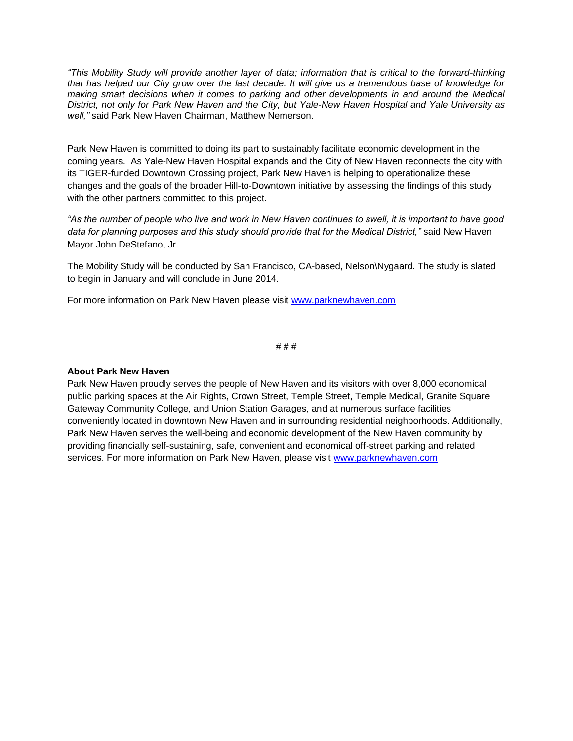*"This Mobility Study will provide another layer of data; information that is critical to the forward-thinking that has helped our City grow over the last decade. It will give us a tremendous base of knowledge for making smart decisions when it comes to parking and other developments in and around the Medical District, not only for Park New Haven and the City, but Yale-New Haven Hospital and Yale University as well,"* said Park New Haven Chairman, Matthew Nemerson.

Park New Haven is committed to doing its part to sustainably facilitate economic development in the coming years. As Yale-New Haven Hospital expands and the City of New Haven reconnects the city with its TIGER-funded Downtown Crossing project, Park New Haven is helping to operationalize these changes and the goals of the broader Hill-to-Downtown initiative by assessing the findings of this study with the other partners committed to this project.

*"As the number of people who live and work in New Haven continues to swell, it is important to have good data for planning purposes and this study should provide that for the Medical District,"* said New Haven Mayor John DeStefano, Jr.

The Mobility Study will be conducted by San Francisco, CA-based, Nelson\Nygaard. The study is slated to begin in January and will conclude in June 2014.

For more information on Park New Haven please visit [www.parknewhaven.com](http://www.parknewhaven.com)

# # #

**About Park New Haven**

Park New Haven proudly serves the people of New Haven and its visitors with over 8,000 economical public parking spaces at the Air Rights, Crown Street, Temple Street, Temple Medical, Granite Square, Gateway Community College, and Union Station Garages, and at numerous surface facilities conveniently located in downtown New Haven and in surrounding residential neighborhoods. Additionally, Park New Haven serves the well-being and economic development of the New Haven community by providing financially self-sustaining, safe, convenient and economical off-street parking and related services. For more information on Park New Haven, please visit [www.parknewhaven.com](http://www.parknewhaven.com)